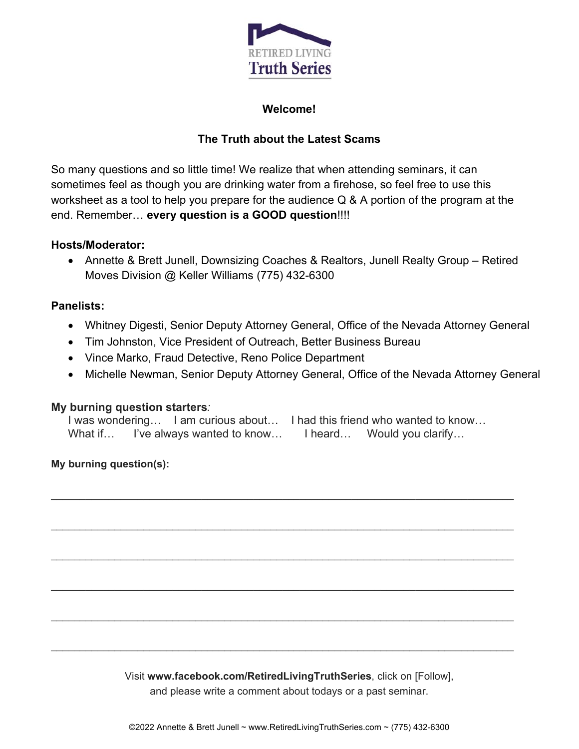RETIRED LIVING
Truth Series

**Welcome!**

**The Truth about the Latest Scams**

So many questions and so little time! We realize that when attending seminars, it can sometimes feel as though you are drinking water from a firehose, so feel free to use this worksheet as a tool to help you prepare for the audience Q & A portion of the program at the end. Remember… **every question is a GOOD question**!!!!

**Hosts/Moderator:**

- Annette & Brett Junell, Downsizing Coaches & Realtors, Junell Realty Group – Retired Moves Division @ Keller Williams (775) 432-6300

**Panelists:**

- Whitney Digesti, Senior Deputy Attorney General, Office of the Nevada Attorney General
- Tim Johnston, Vice President of Outreach, Better Business Bureau
- Vince Marko, Fraud Detective, Reno Police Department
- Michelle Newman, Senior Deputy Attorney General, Office of the Nevada Attorney General

**My burning question starters**:

I was wondering… I am curious about… I had this friend who wanted to know…
What if… I've always wanted to know… I heard… Would you clarify…

**My burning question(s):**

\_\_\_\_\_\_\_\_\_\_\_\_\_\_\_\_\_\_\_\_\_\_\_\_\_\_\_\_\_\_\_\_\_\_\_\_\_\_\_\_\_\_\_\_\_\_\_\_\_\_\_\_\_\_\_\_\_\_\_\_\_\_\_\_\_\_\_\_\_\_

\_\_\_\_\_\_\_\_\_\_\_\_\_\_\_\_\_\_\_\_\_\_\_\_\_\_\_\_\_\_\_\_\_\_\_\_\_\_\_\_\_\_\_\_\_\_\_\_\_\_\_\_\_\_\_\_\_\_\_\_\_\_\_\_\_\_\_\_\_\_

\_\_\_\_\_\_\_\_\_\_\_\_\_\_\_\_\_\_\_\_\_\_\_\_\_\_\_\_\_\_\_\_\_\_\_\_\_\_\_\_\_\_\_\_\_\_\_\_\_\_\_\_\_\_\_\_\_\_\_\_\_\_\_\_\_\_\_\_\_\_

\_\_\_\_\_\_\_\_\_\_\_\_\_\_\_\_\_\_\_\_\_\_\_\_\_\_\_\_\_\_\_\_\_\_\_\_\_\_\_\_\_\_\_\_\_\_\_\_\_\_\_\_\_\_\_\_\_\_\_\_\_\_\_\_\_\_\_\_\_\_

\_\_\_\_\_\_\_\_\_\_\_\_\_\_\_\_\_\_\_\_\_\_\_\_\_\_\_\_\_\_\_\_\_\_\_\_\_\_\_\_\_\_\_\_\_\_\_\_\_\_\_\_\_\_\_\_\_\_\_\_\_\_\_\_\_\_\_\_\_\_

\_\_\_\_\_\_\_\_\_\_\_\_\_\_\_\_\_\_\_\_\_\_\_\_\_\_\_\_\_\_\_\_\_\_\_\_\_\_\_\_\_\_\_\_\_\_\_\_\_\_\_\_\_\_\_\_\_\_\_\_\_\_\_\_\_\_\_\_\_\_

Visit **www.facebook.com/RetiredLivingTruthSeries**, click on [Follow], and please write a comment about todays or a past seminar.

©2022 Annette & Brett Junell ~ www.RetiredLivingTruthSeries.com ~ (775) 432-6300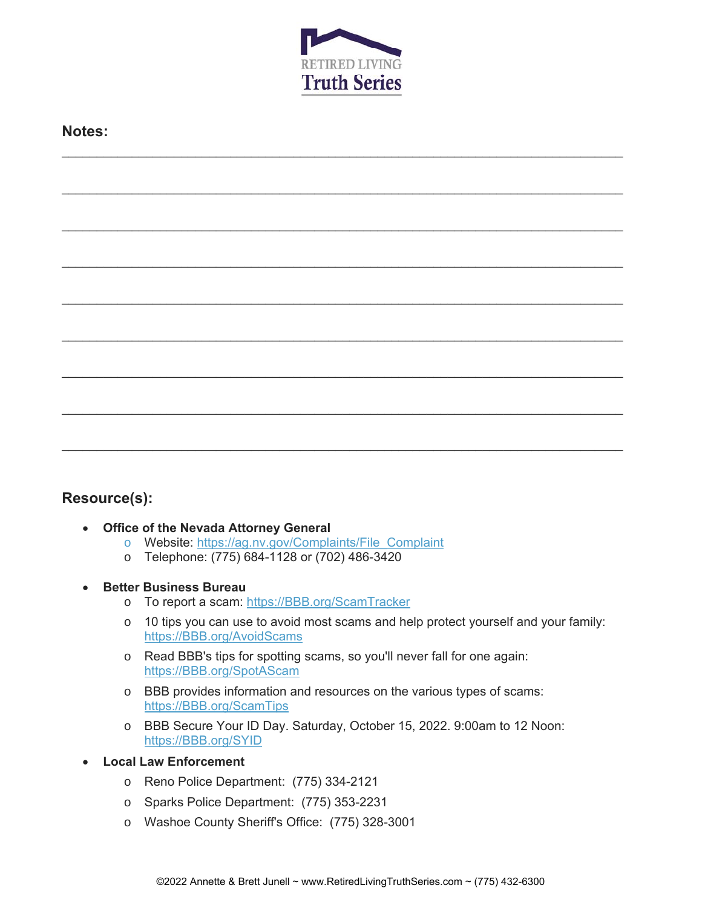RETIRED LIVING
**Truth Series**

## Notes:

___________________________________________________________________________

___________________________________________________________________________

___________________________________________________________________________

___________________________________________________________________________

___________________________________________________________________________

___________________________________________________________________________

___________________________________________________________________________

___________________________________________________________________________

___________________________________________________________________________

## Resource(s):

- **Office of the Nevada Attorney General**
  - Website: https://ag.nv.gov/Complaints/File_Complaint
  - Telephone: (775) 684-1128 or (702) 486-3420

- **Better Business Bureau**
  - To report a scam: https://BBB.org/ScamTracker
  - 10 tips you can use to avoid most scams and help protect yourself and your family: https://BBB.org/AvoidScams
  - Read BBB's tips for spotting scams, so you'll never fall for one again: https://BBB.org/SpotAScam
  - BBB provides information and resources on the various types of scams: https://BBB.org/ScamTips
  - BBB Secure Your ID Day. Saturday, October 15, 2022. 9:00am to 12 Noon: https://BBB.org/SYID

- **Local Law Enforcement**
  - Reno Police Department: (775) 334-2121
  - Sparks Police Department: (775) 353-2231
  - Washoe County Sheriff's Office: (775) 328-3001

©2022 Annette & Brett Junell ~ www.RetiredLivingTruthSeries.com ~ (775) 432-6300